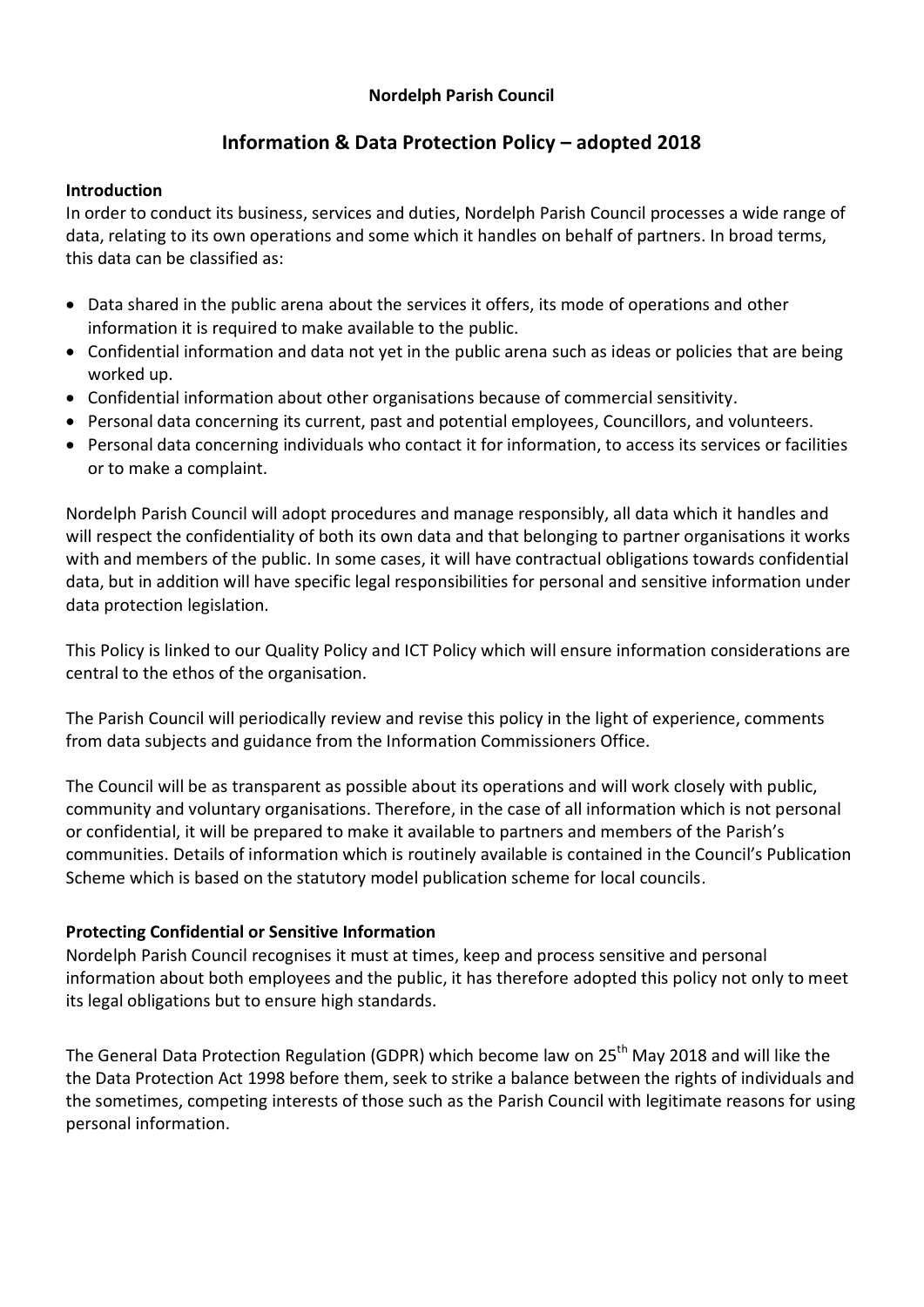**Nordelph Parish Council**

# Information & Data Protection Policy – adopted 2018

### Introduction

In order to conduct its business, services and duties, Nordelph Parish Council processes a wide range of data, relating to its own operations and some which it handles on behalf of partners. In broad terms, this data can be classified as:

- Data shared in the public arena about the services it offers, its mode of operations and other information it is required to make available to the public.
- Confidential information and data not yet in the public arena such as ideas or policies that are being worked up.
- Confidential information about other organisations because of commercial sensitivity.
- Personal data concerning its current, past and potential employees, Councillors, and volunteers.
- Personal data concerning individuals who contact it for information, to access its services or facilities or to make a complaint.

Nordelph Parish Council will adopt procedures and manage responsibly, all data which it handles and will respect the confidentiality of both its own data and that belonging to partner organisations it works with and members of the public. In some cases, it will have contractual obligations towards confidential data, but in addition will have specific legal responsibilities for personal and sensitive information under data protection legislation.

This Policy is linked to our Quality Policy and ICT Policy which will ensure information considerations are central to the ethos of the organisation.

The Parish Council will periodically review and revise this policy in the light of experience, comments from data subjects and guidance from the Information Commissioners Office.

The Council will be as transparent as possible about its operations and will work closely with public, community and voluntary organisations. Therefore, in the case of all information which is not personal or confidential, it will be prepared to make it available to partners and members of the Parish's communities. Details of information which is routinely available is contained in the Council's Publication Scheme which is based on the statutory model publication scheme for local councils.

### Protecting Confidential or Sensitive Information

Nordelph Parish Council recognises it must at times, keep and process sensitive and personal information about both employees and the public, it has therefore adopted this policy not only to meet its legal obligations but to ensure high standards.

The General Data Protection Regulation (GDPR) which become law on 25th May 2018 and will like the the Data Protection Act 1998 before them, seek to strike a balance between the rights of individuals and the sometimes, competing interests of those such as the Parish Council with legitimate reasons for using personal information.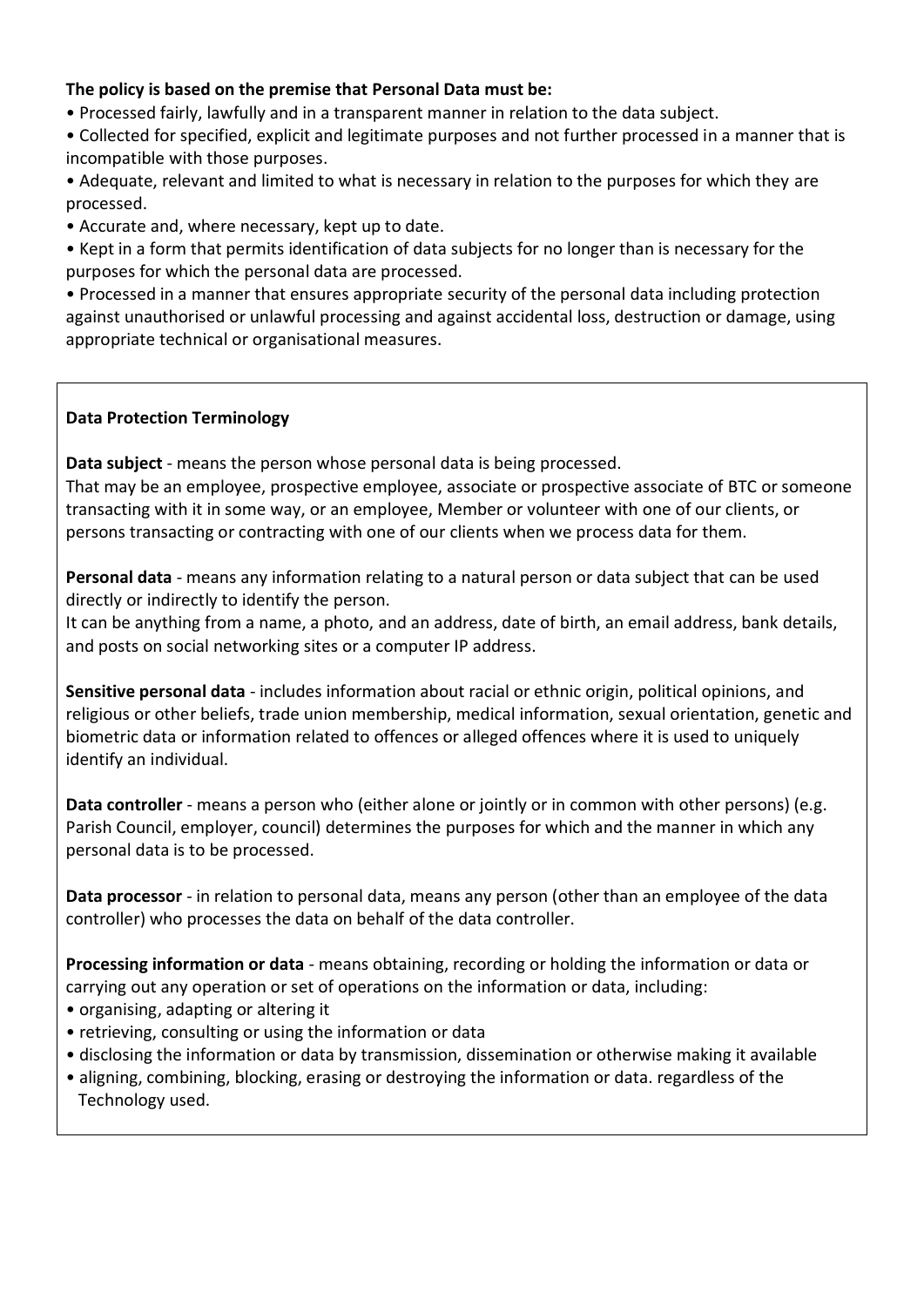**The policy is based on the premise that Personal Data must be:**

- Processed fairly, lawfully and in a transparent manner in relation to the data subject.
- Collected for specified, explicit and legitimate purposes and not further processed in a manner that is incompatible with those purposes.
- Adequate, relevant and limited to what is necessary in relation to the purposes for which they are processed.
- Accurate and, where necessary, kept up to date.
- Kept in a form that permits identification of data subjects for no longer than is necessary for the purposes for which the personal data are processed.
- Processed in a manner that ensures appropriate security of the personal data including protection against unauthorised or unlawful processing and against accidental loss, destruction or damage, using appropriate technical or organisational measures.

**Data Protection Terminology**

**Data subject** - means the person whose personal data is being processed.
That may be an employee, prospective employee, associate or prospective associate of BTC or someone transacting with it in some way, or an employee, Member or volunteer with one of our clients, or persons transacting or contracting with one of our clients when we process data for them.

**Personal data** - means any information relating to a natural person or data subject that can be used directly or indirectly to identify the person.
It can be anything from a name, a photo, and an address, date of birth, an email address, bank details, and posts on social networking sites or a computer IP address.

**Sensitive personal data** - includes information about racial or ethnic origin, political opinions, and religious or other beliefs, trade union membership, medical information, sexual orientation, genetic and biometric data or information related to offences or alleged offences where it is used to uniquely identify an individual.

**Data controller** - means a person who (either alone or jointly or in common with other persons) (e.g. Parish Council, employer, council) determines the purposes for which and the manner in which any personal data is to be processed.

**Data processor** - in relation to personal data, means any person (other than an employee of the data controller) who processes the data on behalf of the data controller.

**Processing information or data** - means obtaining, recording or holding the information or data or carrying out any operation or set of operations on the information or data, including:

- organising, adapting or altering it
- retrieving, consulting or using the information or data
- disclosing the information or data by transmission, dissemination or otherwise making it available
- aligning, combining, blocking, erasing or destroying the information or data. regardless of the Technology used.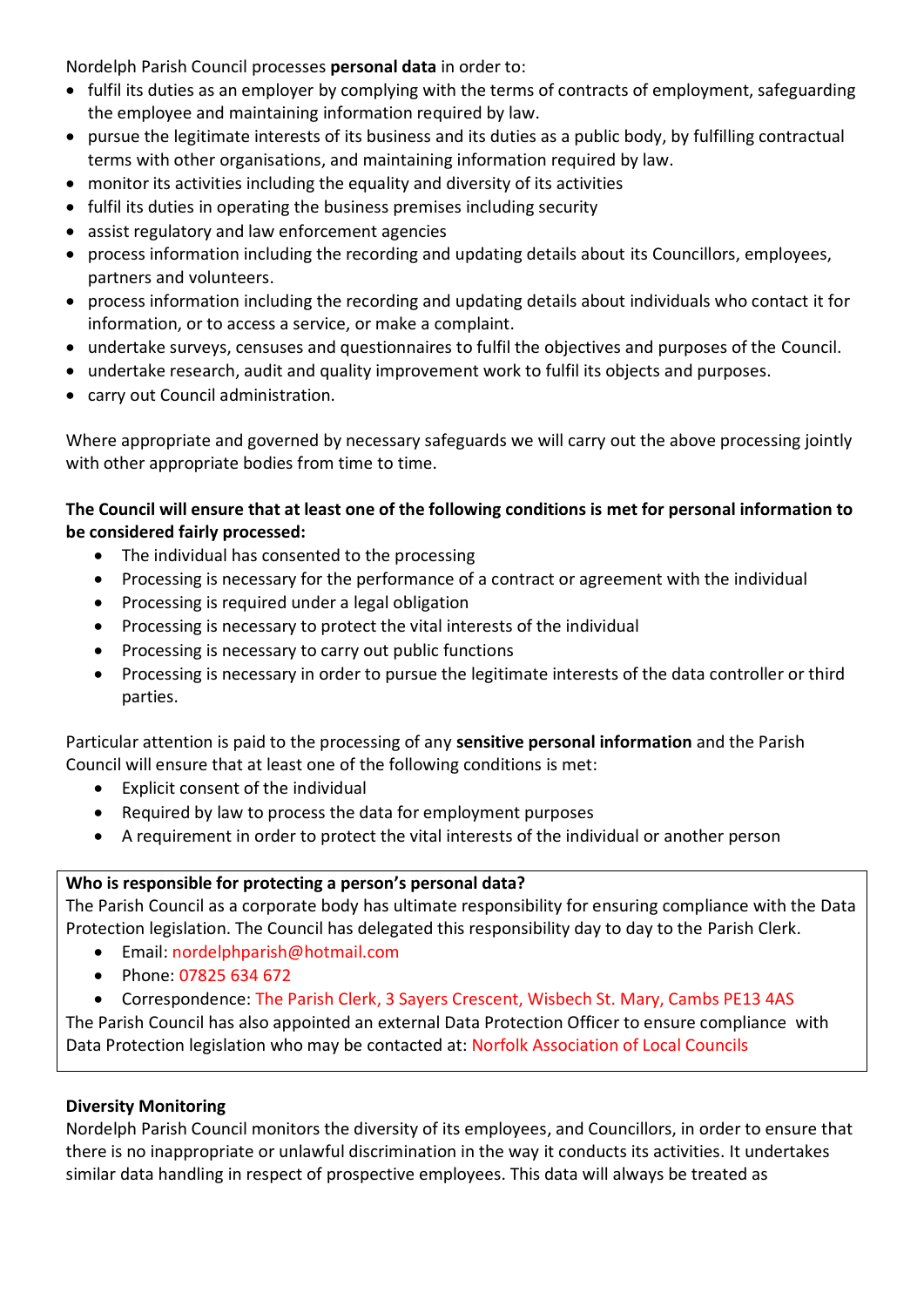Nordelph Parish Council processes **personal data** in order to:

- fulfil its duties as an employer by complying with the terms of contracts of employment, safeguarding the employee and maintaining information required by law.
- pursue the legitimate interests of its business and its duties as a public body, by fulfilling contractual terms with other organisations, and maintaining information required by law.
- monitor its activities including the equality and diversity of its activities
- fulfil its duties in operating the business premises including security
- assist regulatory and law enforcement agencies
- process information including the recording and updating details about its Councillors, employees, partners and volunteers.
- process information including the recording and updating details about individuals who contact it for information, or to access a service, or make a complaint.
- undertake surveys, censuses and questionnaires to fulfil the objectives and purposes of the Council.
- undertake research, audit and quality improvement work to fulfil its objects and purposes.
- carry out Council administration.

Where appropriate and governed by necessary safeguards we will carry out the above processing jointly with other appropriate bodies from time to time.

**The Council will ensure that at least one of the following conditions is met for personal information to be considered fairly processed:**

- The individual has consented to the processing
- Processing is necessary for the performance of a contract or agreement with the individual
- Processing is required under a legal obligation
- Processing is necessary to protect the vital interests of the individual
- Processing is necessary to carry out public functions
- Processing is necessary in order to pursue the legitimate interests of the data controller or third parties.

Particular attention is paid to the processing of any **sensitive personal information** and the Parish Council will ensure that at least one of the following conditions is met:

- Explicit consent of the individual
- Required by law to process the data for employment purposes
- A requirement in order to protect the vital interests of the individual or another person

**Who is responsible for protecting a person's personal data?**

The Parish Council as a corporate body has ultimate responsibility for ensuring compliance with the Data Protection legislation. The Council has delegated this responsibility day to day to the Parish Clerk.

- Email: nordelphparish@hotmail.com
- Phone: 07825 634 672
- Correspondence: The Parish Clerk, 3 Sayers Crescent, Wisbech St. Mary, Cambs PE13 4AS

The Parish Council has also appointed an external Data Protection Officer to ensure compliance with Data Protection legislation who may be contacted at: Norfolk Association of Local Councils

**Diversity Monitoring**

Nordelph Parish Council monitors the diversity of its employees, and Councillors, in order to ensure that there is no inappropriate or unlawful discrimination in the way it conducts its activities. It undertakes similar data handling in respect of prospective employees. This data will always be treated as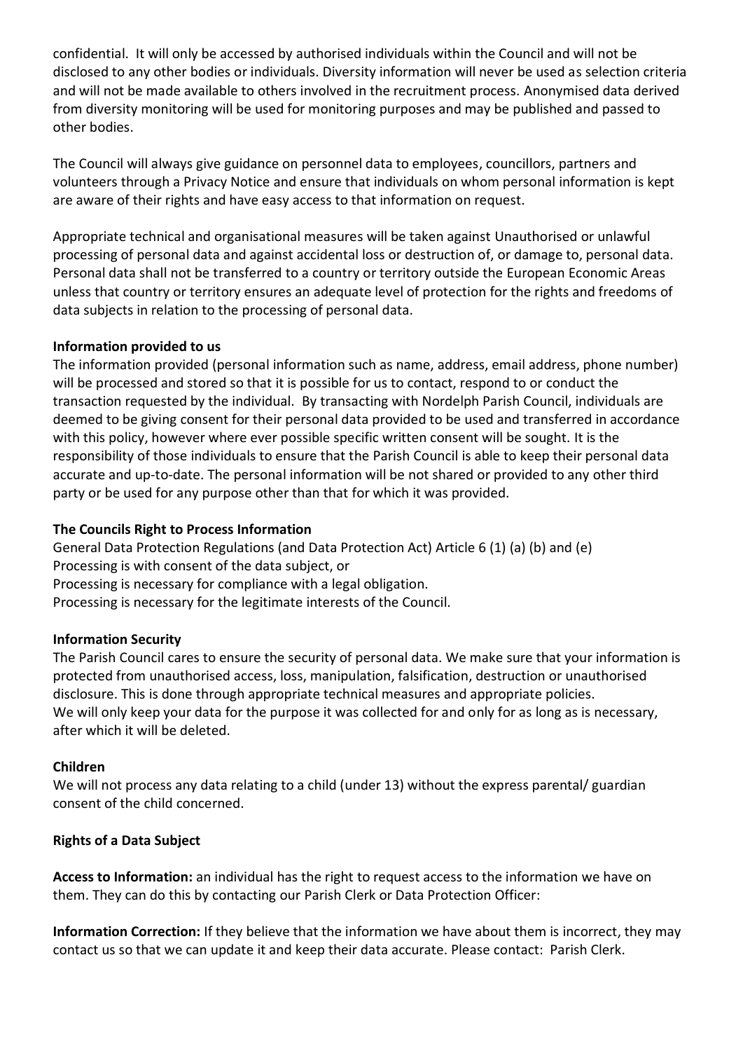confidential. It will only be accessed by authorised individuals within the Council and will not be disclosed to any other bodies or individuals. Diversity information will never be used as selection criteria and will not be made available to others involved in the recruitment process. Anonymised data derived from diversity monitoring will be used for monitoring purposes and may be published and passed to other bodies.

The Council will always give guidance on personnel data to employees, councillors, partners and volunteers through a Privacy Notice and ensure that individuals on whom personal information is kept are aware of their rights and have easy access to that information on request.

Appropriate technical and organisational measures will be taken against Unauthorised or unlawful processing of personal data and against accidental loss or destruction of, or damage to, personal data. Personal data shall not be transferred to a country or territory outside the European Economic Areas unless that country or territory ensures an adequate level of protection for the rights and freedoms of data subjects in relation to the processing of personal data.

**Information provided to us**

The information provided (personal information such as name, address, email address, phone number) will be processed and stored so that it is possible for us to contact, respond to or conduct the transaction requested by the individual. By transacting with Nordelph Parish Council, individuals are deemed to be giving consent for their personal data provided to be used and transferred in accordance with this policy, however where ever possible specific written consent will be sought. It is the responsibility of those individuals to ensure that the Parish Council is able to keep their personal data accurate and up-to-date. The personal information will be not shared or provided to any other third party or be used for any purpose other than that for which it was provided.

**The Councils Right to Process Information**

General Data Protection Regulations (and Data Protection Act) Article 6 (1) (a) (b) and (e)
Processing is with consent of the data subject, or
Processing is necessary for compliance with a legal obligation.
Processing is necessary for the legitimate interests of the Council.

**Information Security**

The Parish Council cares to ensure the security of personal data. We make sure that your information is protected from unauthorised access, loss, manipulation, falsification, destruction or unauthorised disclosure. This is done through appropriate technical measures and appropriate policies.
We will only keep your data for the purpose it was collected for and only for as long as is necessary, after which it will be deleted.

**Children**

We will not process any data relating to a child (under 13) without the express parental/ guardian consent of the child concerned.

**Rights of a Data Subject**

**Access to Information:** an individual has the right to request access to the information we have on them. They can do this by contacting our Parish Clerk or Data Protection Officer:

**Information Correction:** If they believe that the information we have about them is incorrect, they may contact us so that we can update it and keep their data accurate. Please contact: Parish Clerk.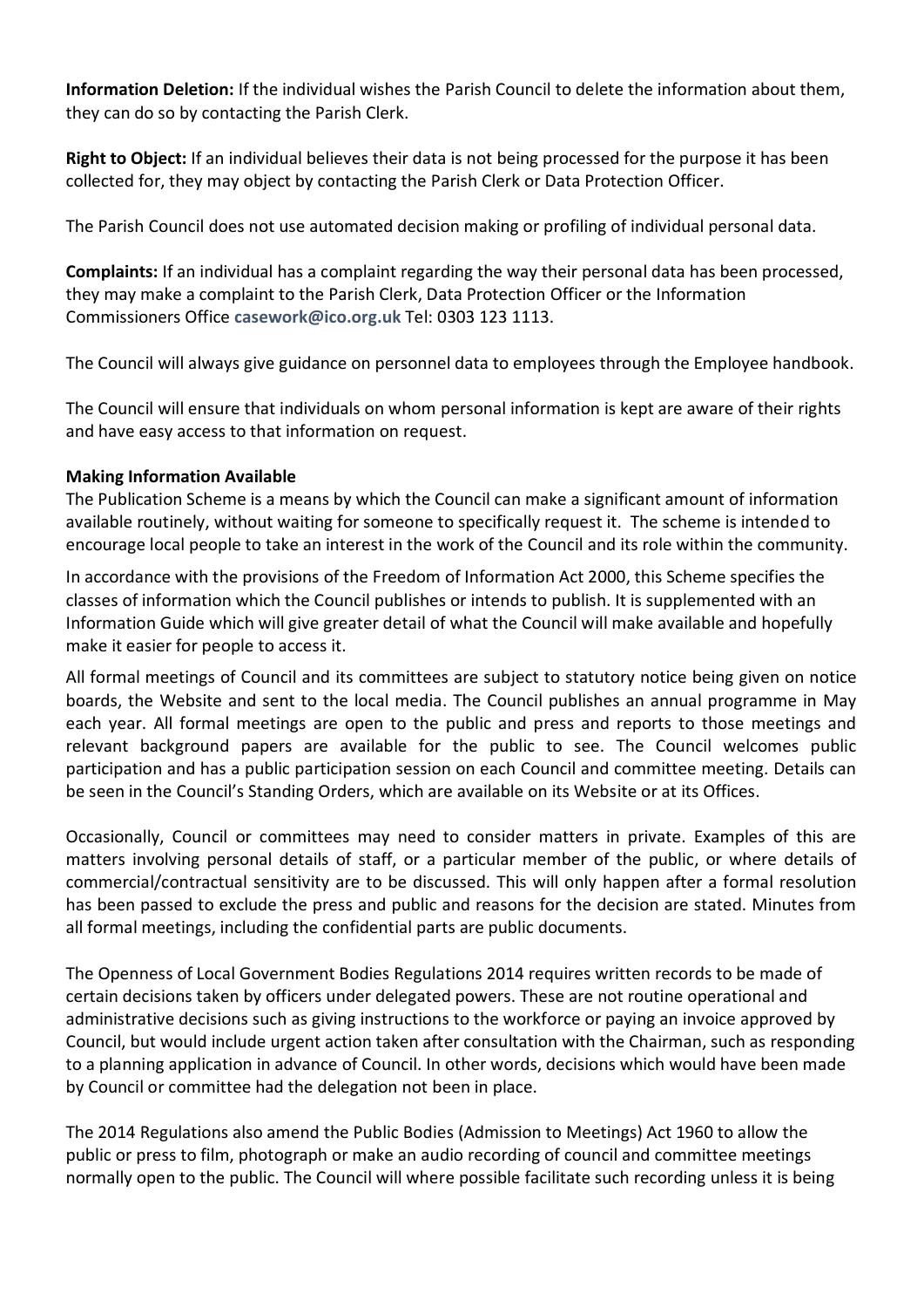**Information Deletion:** If the individual wishes the Parish Council to delete the information about them, they can do so by contacting the Parish Clerk.

**Right to Object:** If an individual believes their data is not being processed for the purpose it has been collected for, they may object by contacting the Parish Clerk or Data Protection Officer.

The Parish Council does not use automated decision making or profiling of individual personal data.

**Complaints:** If an individual has a complaint regarding the way their personal data has been processed, they may make a complaint to the Parish Clerk, Data Protection Officer or the Information Commissioners Office **casework@ico.org.uk** Tel: 0303 123 1113.

The Council will always give guidance on personnel data to employees through the Employee handbook.

The Council will ensure that individuals on whom personal information is kept are aware of their rights and have easy access to that information on request.

**Making Information Available**

The Publication Scheme is a means by which the Council can make a significant amount of information available routinely, without waiting for someone to specifically request it. The scheme is intended to encourage local people to take an interest in the work of the Council and its role within the community.

In accordance with the provisions of the Freedom of Information Act 2000, this Scheme specifies the classes of information which the Council publishes or intends to publish. It is supplemented with an Information Guide which will give greater detail of what the Council will make available and hopefully make it easier for people to access it.

All formal meetings of Council and its committees are subject to statutory notice being given on notice boards, the Website and sent to the local media. The Council publishes an annual programme in May each year. All formal meetings are open to the public and press and reports to those meetings and relevant background papers are available for the public to see. The Council welcomes public participation and has a public participation session on each Council and committee meeting. Details can be seen in the Council's Standing Orders, which are available on its Website or at its Offices.

Occasionally, Council or committees may need to consider matters in private. Examples of this are matters involving personal details of staff, or a particular member of the public, or where details of commercial/contractual sensitivity are to be discussed. This will only happen after a formal resolution has been passed to exclude the press and public and reasons for the decision are stated. Minutes from all formal meetings, including the confidential parts are public documents.

The Openness of Local Government Bodies Regulations 2014 requires written records to be made of certain decisions taken by officers under delegated powers. These are not routine operational and administrative decisions such as giving instructions to the workforce or paying an invoice approved by Council, but would include urgent action taken after consultation with the Chairman, such as responding to a planning application in advance of Council. In other words, decisions which would have been made by Council or committee had the delegation not been in place.

The 2014 Regulations also amend the Public Bodies (Admission to Meetings) Act 1960 to allow the public or press to film, photograph or make an audio recording of council and committee meetings normally open to the public. The Council will where possible facilitate such recording unless it is being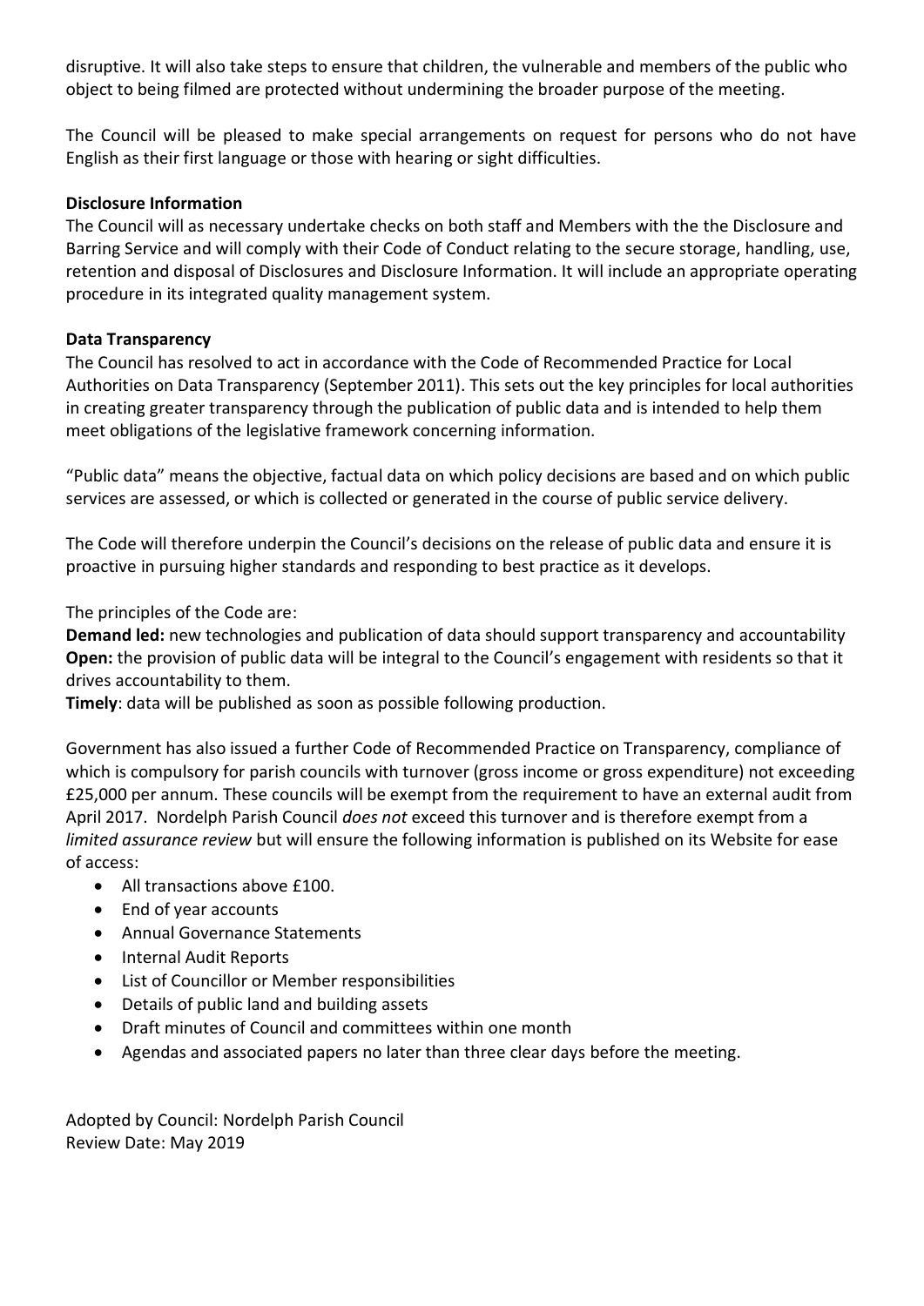disruptive. It will also take steps to ensure that children, the vulnerable and members of the public who object to being filmed are protected without undermining the broader purpose of the meeting.

The Council will be pleased to make special arrangements on request for persons who do not have English as their first language or those with hearing or sight difficulties.

**Disclosure Information**

The Council will as necessary undertake checks on both staff and Members with the the Disclosure and Barring Service and will comply with their Code of Conduct relating to the secure storage, handling, use, retention and disposal of Disclosures and Disclosure Information. It will include an appropriate operating procedure in its integrated quality management system.

**Data Transparency**

The Council has resolved to act in accordance with the Code of Recommended Practice for Local Authorities on Data Transparency (September 2011). This sets out the key principles for local authorities in creating greater transparency through the publication of public data and is intended to help them meet obligations of the legislative framework concerning information.

"Public data" means the objective, factual data on which policy decisions are based and on which public services are assessed, or which is collected or generated in the course of public service delivery.

The Code will therefore underpin the Council's decisions on the release of public data and ensure it is proactive in pursuing higher standards and responding to best practice as it develops.

The principles of the Code are:

**Demand led:** new technologies and publication of data should support transparency and accountability
**Open:** the provision of public data will be integral to the Council's engagement with residents so that it drives accountability to them.
**Timely**: data will be published as soon as possible following production.

Government has also issued a further Code of Recommended Practice on Transparency, compliance of which is compulsory for parish councils with turnover (gross income or gross expenditure) not exceeding £25,000 per annum. These councils will be exempt from the requirement to have an external audit from April 2017. Nordelph Parish Council *does not* exceed this turnover and is therefore exempt from a *limited assurance review* but will ensure the following information is published on its Website for ease of access:

- All transactions above £100.
- End of year accounts
- Annual Governance Statements
- Internal Audit Reports
- List of Councillor or Member responsibilities
- Details of public land and building assets
- Draft minutes of Council and committees within one month
- Agendas and associated papers no later than three clear days before the meeting.

Adopted by Council: Nordelph Parish Council
Review Date: May 2019